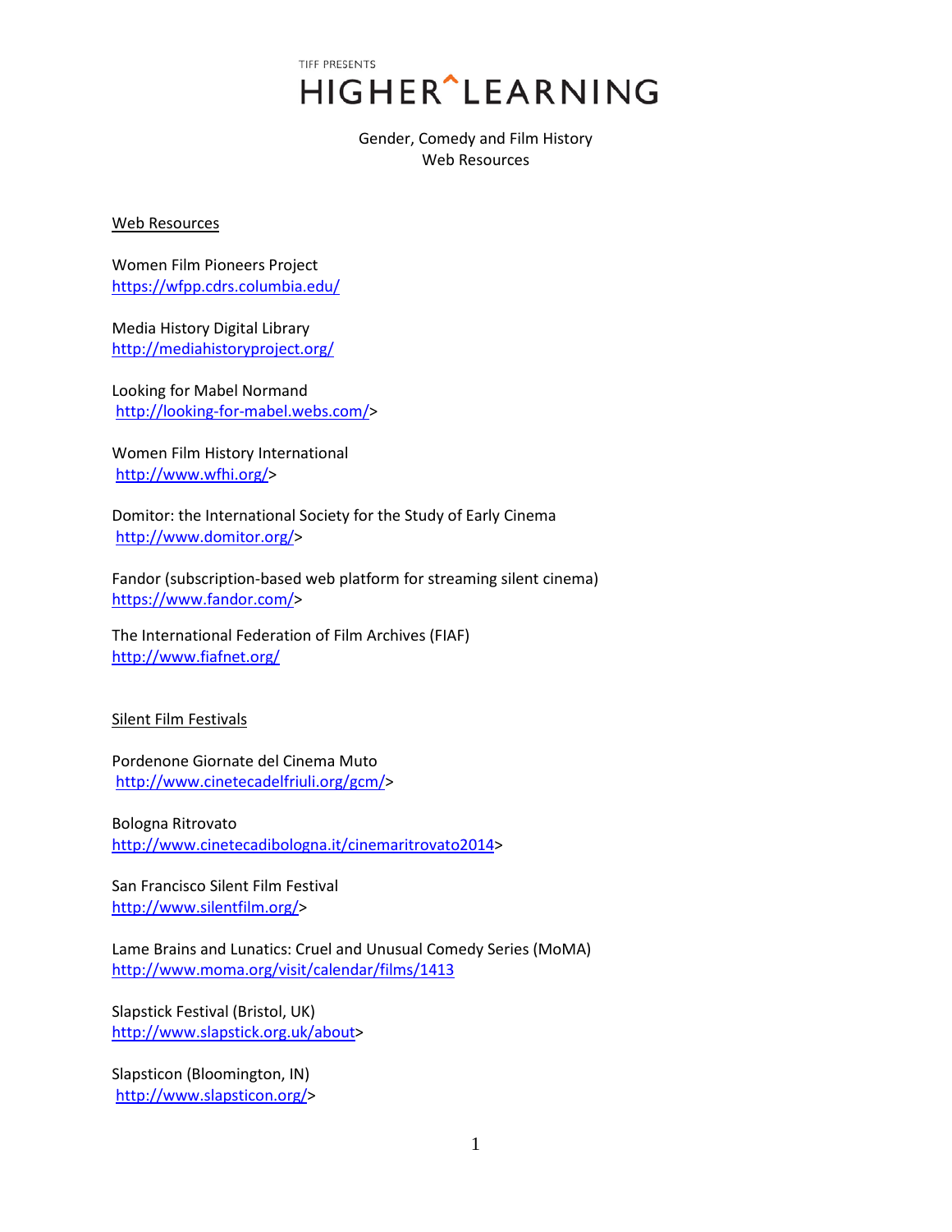TIFF PRESENTS

# HIGHER^LEARNING

Gender, Comedy and Film History
Web Resources

## Web Resources

Women Film Pioneers Project
https://wfpp.cdrs.columbia.edu/

Media History Digital Library
http://mediahistoryproject.org/

Looking for Mabel Normand
http://looking-for-mabel.webs.com/>

Women Film History International
http://www.wfhi.org/>

Domitor: the International Society for the Study of Early Cinema
http://www.domitor.org/>

Fandor (subscription-based web platform for streaming silent cinema)
https://www.fandor.com/>

The International Federation of Film Archives (FIAF)
http://www.fiafnet.org/

## Silent Film Festivals

Pordenone Giornate del Cinema Muto
http://www.cinetecadelfriuli.org/gcm/>

Bologna Ritrovato
http://www.cinetecadibologna.it/cinemaritrovato2014>

San Francisco Silent Film Festival
http://www.silentfilm.org/>

Lame Brains and Lunatics: Cruel and Unusual Comedy Series (MoMA)
http://www.moma.org/visit/calendar/films/1413

Slapstick Festival (Bristol, UK)
http://www.slapstick.org.uk/about>

Slapsticon (Bloomington, IN)
http://www.slapsticon.org/>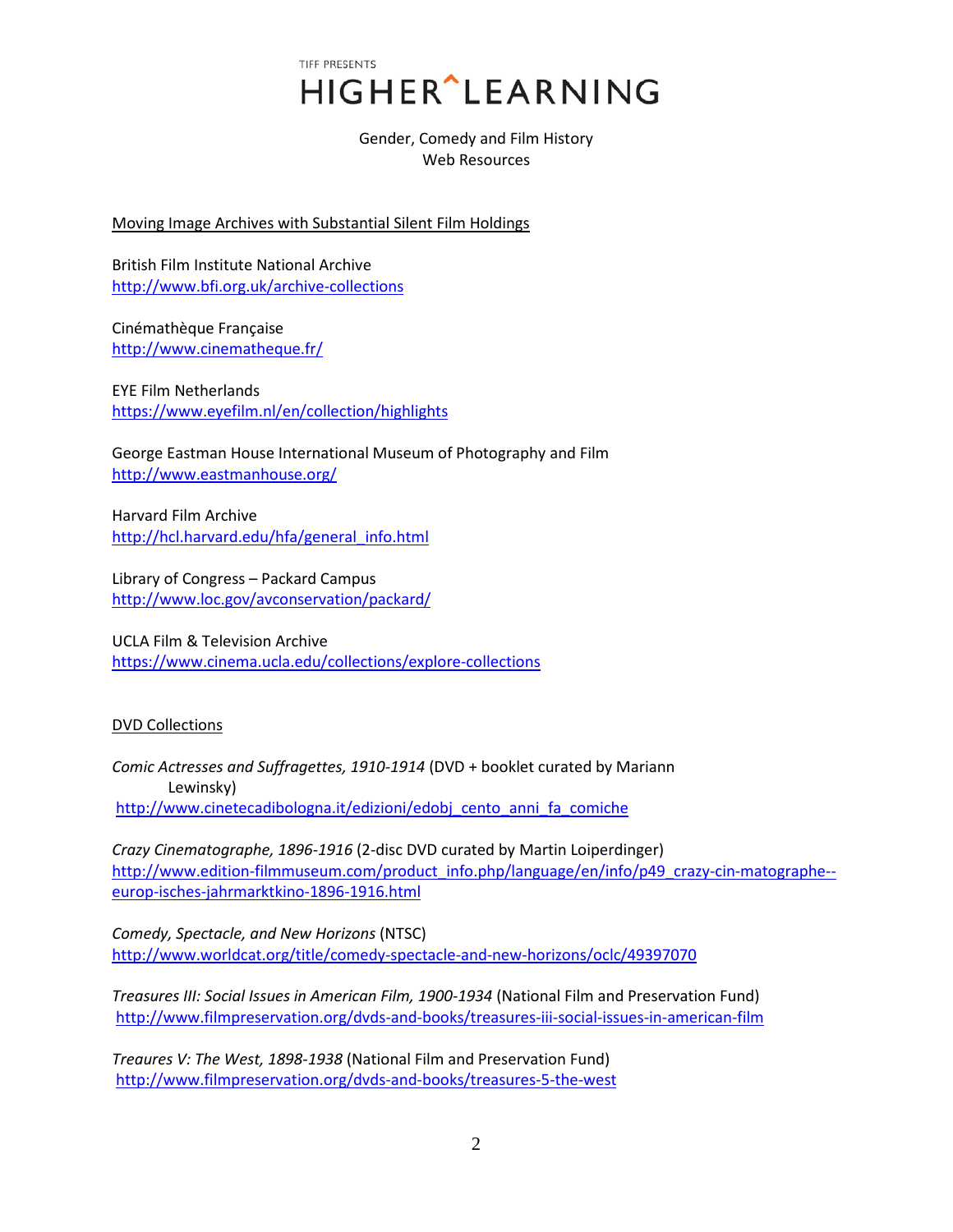TIFF PRESENTS
# HIGHER^LEARNING

Gender, Comedy and Film History
Web Resources

## Moving Image Archives with Substantial Silent Film Holdings

British Film Institute National Archive
http://www.bfi.org.uk/archive-collections

Cinémathèque Française
http://www.cinematheque.fr/

EYE Film Netherlands
https://www.eyefilm.nl/en/collection/highlights

George Eastman House International Museum of Photography and Film
http://www.eastmanhouse.org/

Harvard Film Archive
http://hcl.harvard.edu/hfa/general_info.html

Library of Congress – Packard Campus
http://www.loc.gov/avconservation/packard/

UCLA Film & Television Archive
https://www.cinema.ucla.edu/collections/explore-collections

## DVD Collections

*Comic Actresses and Suffragettes, 1910-1914* (DVD + booklet curated by Mariann Lewinsky)
http://www.cinetecadibologna.it/edizioni/edobj_cento_anni_fa_comiche

*Crazy Cinematographe, 1896-1916* (2-disc DVD curated by Martin Loiperdinger)
http://www.edition-filmmuseum.com/product_info.php/language/en/info/p49_crazy-cin-matographe--europ-isches-jahrmarktkino-1896-1916.html

*Comedy, Spectacle, and New Horizons* (NTSC)
http://www.worldcat.org/title/comedy-spectacle-and-new-horizons/oclc/49397070

*Treasures III: Social Issues in American Film, 1900-1934* (National Film and Preservation Fund)
http://www.filmpreservation.org/dvds-and-books/treasures-iii-social-issues-in-american-film

*Treaures V: The West, 1898-1938* (National Film and Preservation Fund)
http://www.filmpreservation.org/dvds-and-books/treasures-5-the-west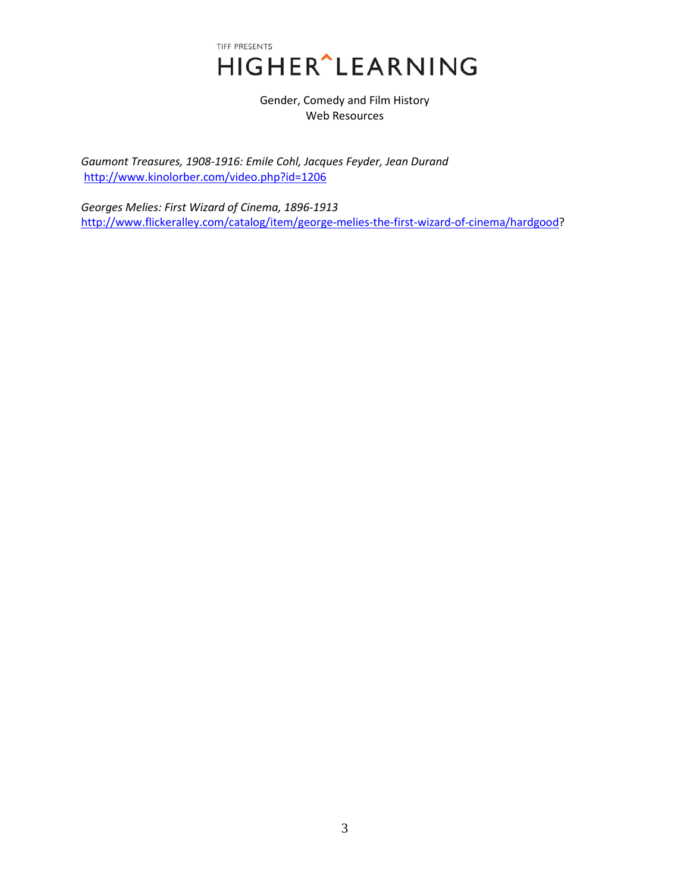TIFF PRESENTS

# HIGHER^LEARNING

Gender, Comedy and Film History
Web Resources

*Gaumont Treasures, 1908-1916: Emile Cohl, Jacques Feyder, Jean Durand*
http://www.kinolorber.com/video.php?id=1206

*Georges Melies: First Wizard of Cinema, 1896-1913*
http://www.flickeralley.com/catalog/item/george-melies-the-first-wizard-of-cinema/hardgood?